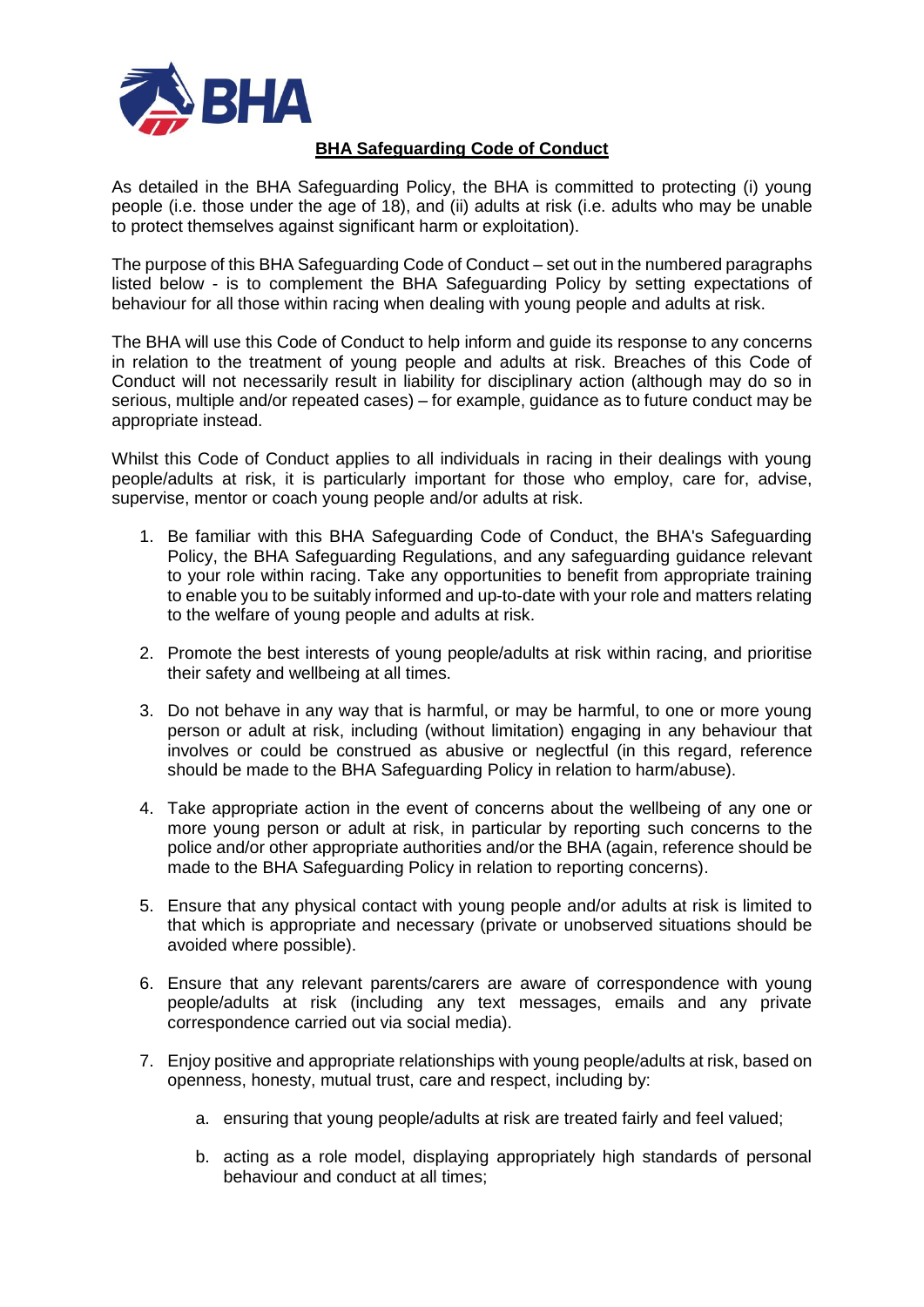# BHA Safeguarding Code of Conduct

As detailed in the BHA Safeguarding Policy, the BHA is committed to protecting (i) young people (i.e. those under the age of 18), and (ii) adults at risk (i.e. adults who may be unable to protect themselves against significant harm or exploitation).

The purpose of this BHA Safeguarding Code of Conduct – set out in the numbered paragraphs listed below - is to complement the BHA Safeguarding Policy by setting expectations of behaviour for all those within racing when dealing with young people and adults at risk.

The BHA will use this Code of Conduct to help inform and guide its response to any concerns in relation to the treatment of young people and adults at risk. Breaches of this Code of Conduct will not necessarily result in liability for disciplinary action (although may do so in serious, multiple and/or repeated cases) – for example, guidance as to future conduct may be appropriate instead.

Whilst this Code of Conduct applies to all individuals in racing in their dealings with young people/adults at risk, it is particularly important for those who employ, care for, advise, supervise, mentor or coach young people and/or adults at risk.

1. Be familiar with this BHA Safeguarding Code of Conduct, the BHA's Safeguarding Policy, the BHA Safeguarding Regulations, and any safeguarding guidance relevant to your role within racing. Take any opportunities to benefit from appropriate training to enable you to be suitably informed and up-to-date with your role and matters relating to the welfare of young people and adults at risk.
2. Promote the best interests of young people/adults at risk within racing, and prioritise their safety and wellbeing at all times.
3. Do not behave in any way that is harmful, or may be harmful, to one or more young person or adult at risk, including (without limitation) engaging in any behaviour that involves or could be construed as abusive or neglectful (in this regard, reference should be made to the BHA Safeguarding Policy in relation to harm/abuse).
4. Take appropriate action in the event of concerns about the wellbeing of any one or more young person or adult at risk, in particular by reporting such concerns to the police and/or other appropriate authorities and/or the BHA (again, reference should be made to the BHA Safeguarding Policy in relation to reporting concerns).
5. Ensure that any physical contact with young people and/or adults at risk is limited to that which is appropriate and necessary (private or unobserved situations should be avoided where possible).
6. Ensure that any relevant parents/carers are aware of correspondence with young people/adults at risk (including any text messages, emails and any private correspondence carried out via social media).
7. Enjoy positive and appropriate relationships with young people/adults at risk, based on openness, honesty, mutual trust, care and respect, including by:
   a. ensuring that young people/adults at risk are treated fairly and feel valued;
   b. acting as a role model, displaying appropriately high standards of personal behaviour and conduct at all times;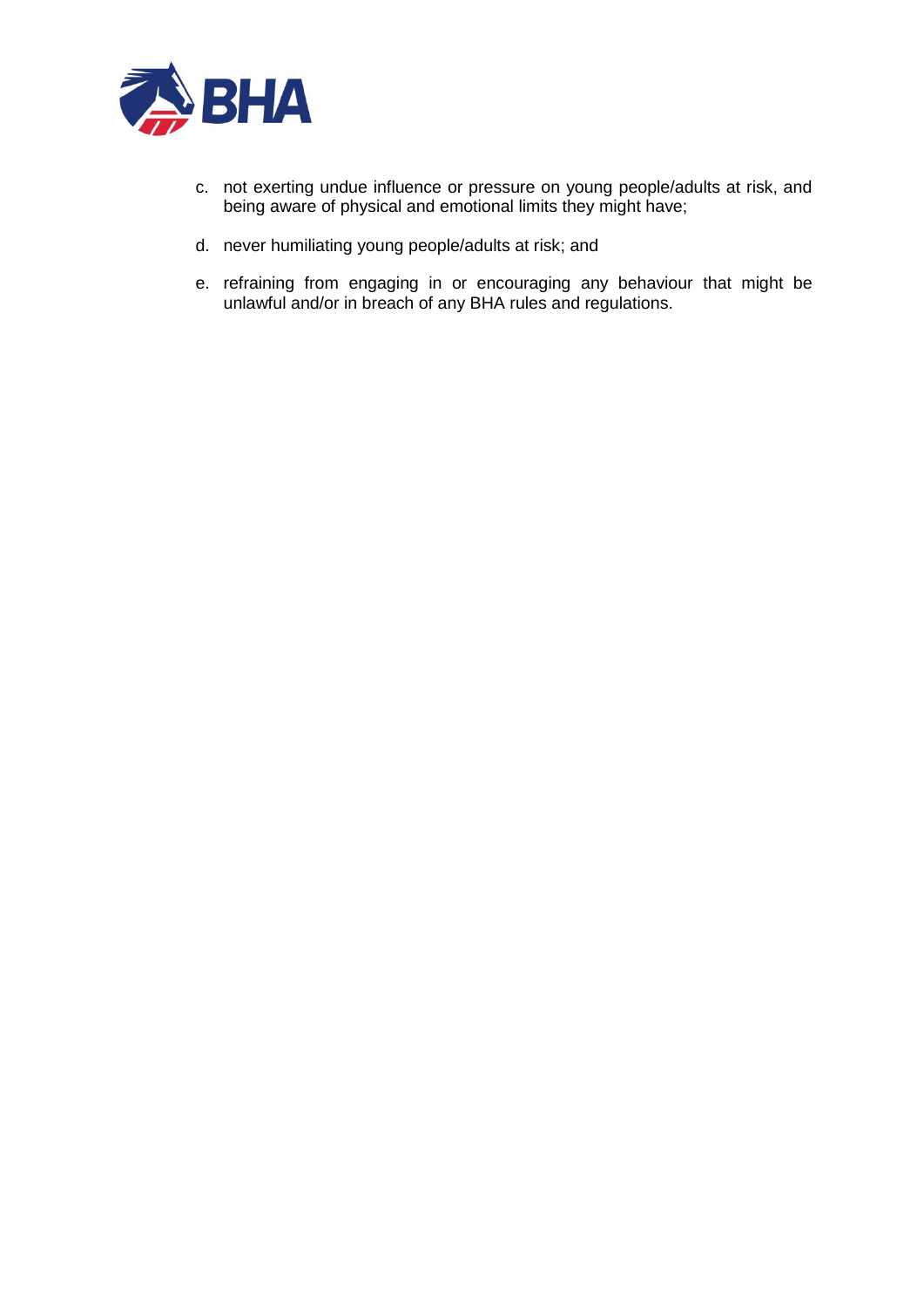c. not exerting undue influence or pressure on young people/adults at risk, and being aware of physical and emotional limits they might have;

d. never humiliating young people/adults at risk; and

e. refraining from engaging in or encouraging any behaviour that might be unlawful and/or in breach of any BHA rules and regulations.